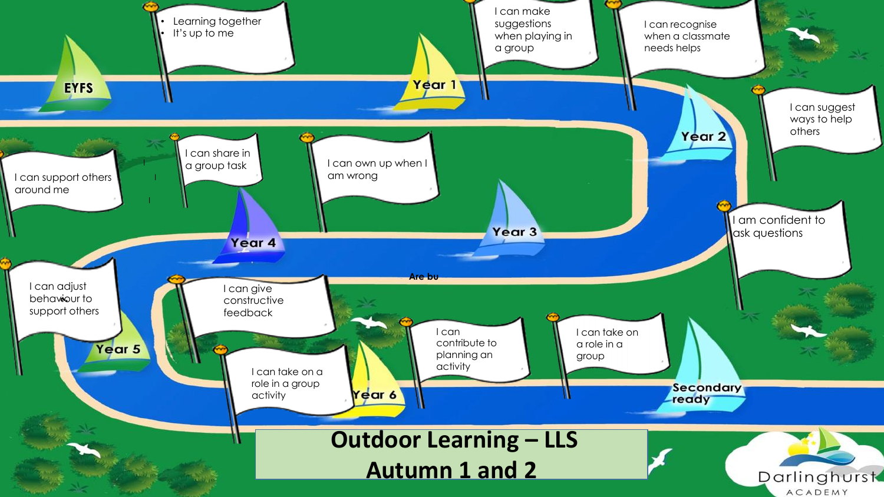# Outdoor Learning – LLS
## Autumn 1 and 2

**EYFS**
- Learning together
- It's up to me

**Year 1**
- I can make suggestions when playing in a group
- I can recognise when a classmate needs helps

**Year 2**
- I can suggest ways to help others
- I am confident to ask questions

**Year 3**
- I can own up when I am wrong

**Year 4**
- I can share in a group task
- I can support others around me

**Year 5**
- I can adjust behaviour to support others
- I can give constructive feedback

**Year 6**
- I can take on a role in a group activity
- I can contribute to planning an activity
- I can take on a role in a group

**Secondary ready**

Are bu

Darlinghurst Academy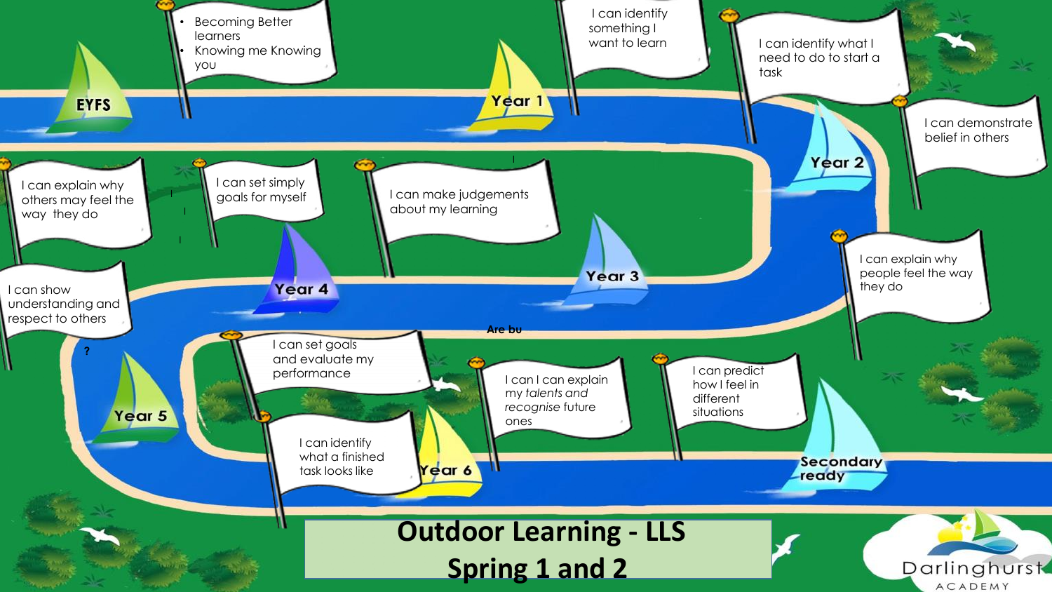# Outdoor Learning - LLS
## Spring 1 and 2

**EYFS**
- Becoming Better learners
- Knowing me Knowing you

**Year 1**
- I can identify something I want to learn
- I can identify what I need to do to start a task

**Year 2**
- I can demonstrate belief in others
- I can explain why people feel the way they do

**Year 3**
- I can make judgements about my learning
- I can set simply goals for myself

**Year 4**
- I can explain why others may feel the way they do
- I can show understanding and respect to others

**Year 5**
- I can set goals and evaluate my performance
- I can identify what a finished task looks like

**Year 6**
- I can I can explain my *talents and recognise* future ones
- I can predict how I feel in different situations

**Secondary ready**

Are bu

?

Darlinghurst ACADEMY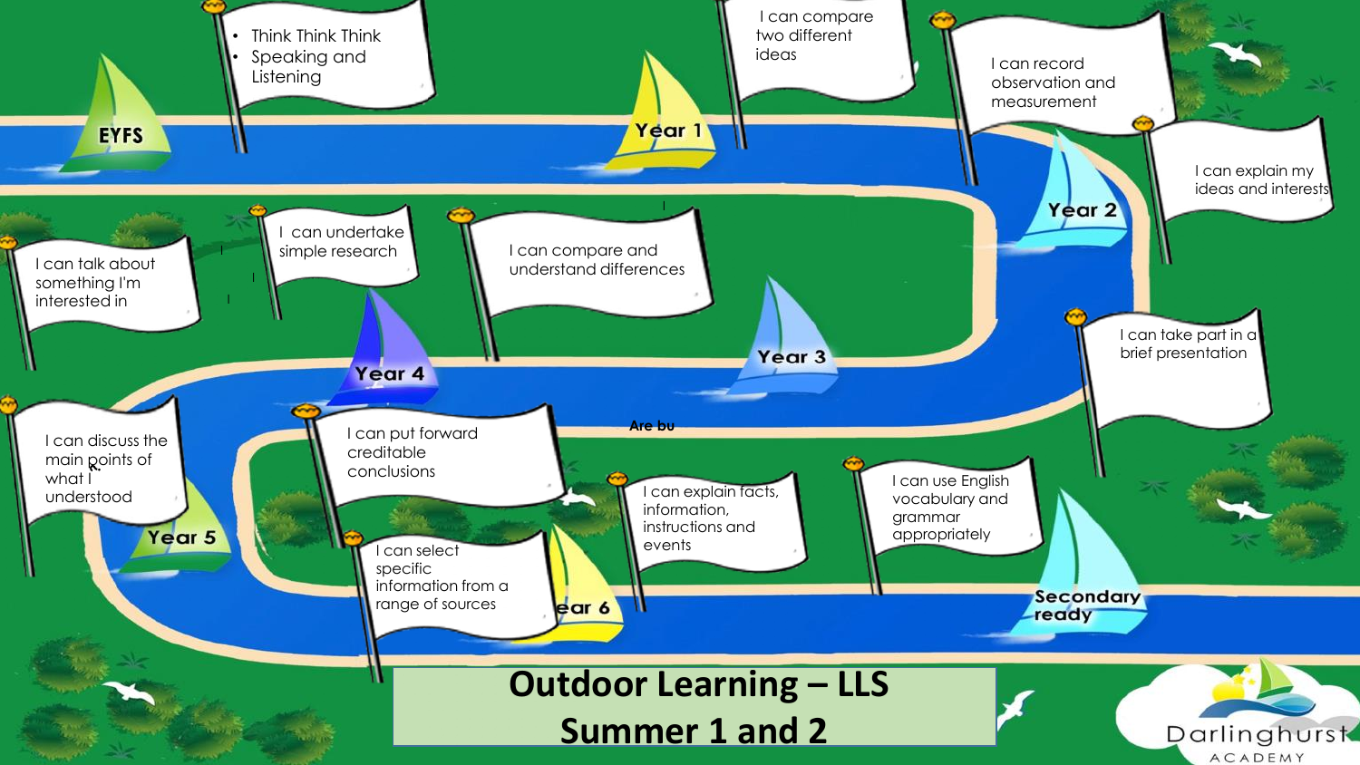# Outdoor Learning – LLS
## Summer 1 and 2

**EYFS**
- Think Think Think
- Speaking and Listening

**Year 1**
- I can compare two different ideas
- I can record observation and measurement

**Year 2**
- I can explain my ideas and interests
- I can take part in a brief presentation

**Year 3**
- I can compare and understand differences
- I can undertake simple research

**Year 4**
- I can talk about something I'm interested in
- I can discuss the main points of what I understood

**Year 5**
- I can put forward creditable conclusions
- I can select specific information from a range of sources

**Year 6**
- I can explain facts, information, instructions and events
- I can use English vocabulary and grammar appropriately

**Secondary ready**

Are bu

Darlinghurst ACADEMY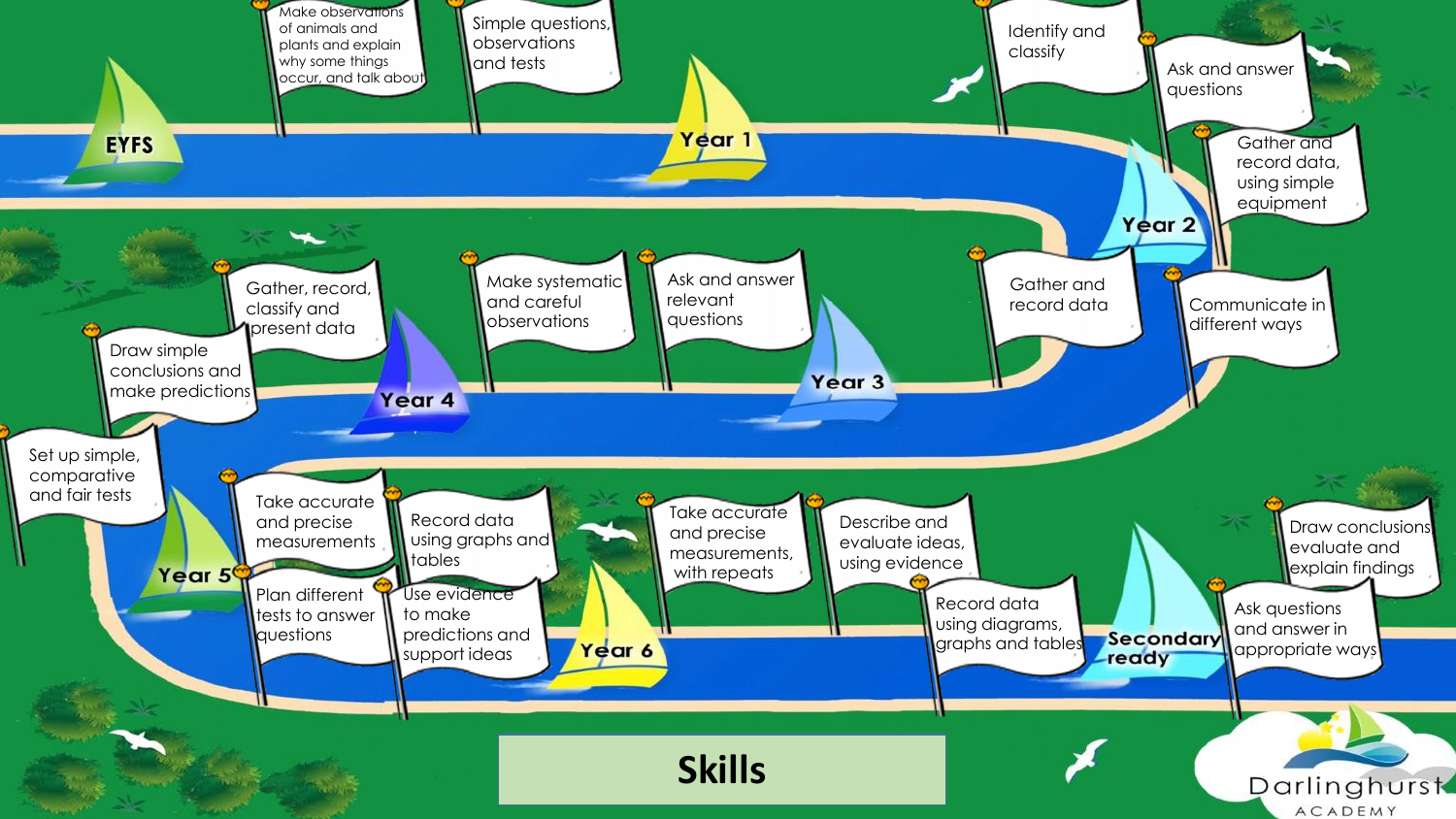# Skills

**EYFS**

- Make observations of animals and plants and explain why some things occur, and talk about

**Year 1**

- Simple questions, observations and tests
- Identify and classify

**Year 2**

- Ask and answer questions
- Gather and record data, using simple equipment

**Year 3**

- Gather and record data
- Communicate in different ways
- Ask and answer relevant questions
- Make systematic and careful observations

**Year 4**

- Gather, record, classify and present data
- Draw simple conclusions and make predictions

**Year 5**

- Set up simple, comparative and fair tests
- Take accurate and precise measurements
- Plan different tests to answer questions
- Record data using graphs and tables

**Year 6**

- Use evidence to make predictions and support ideas
- Take accurate and precise measurements, with repeats
- Describe and evaluate ideas, using evidence
- Record data using diagrams, graphs and tables

**Secondary ready**

- Draw conclusions, evaluate and explain findings
- Ask questions and answer in appropriate ways

Darlinghurst ACADEMY